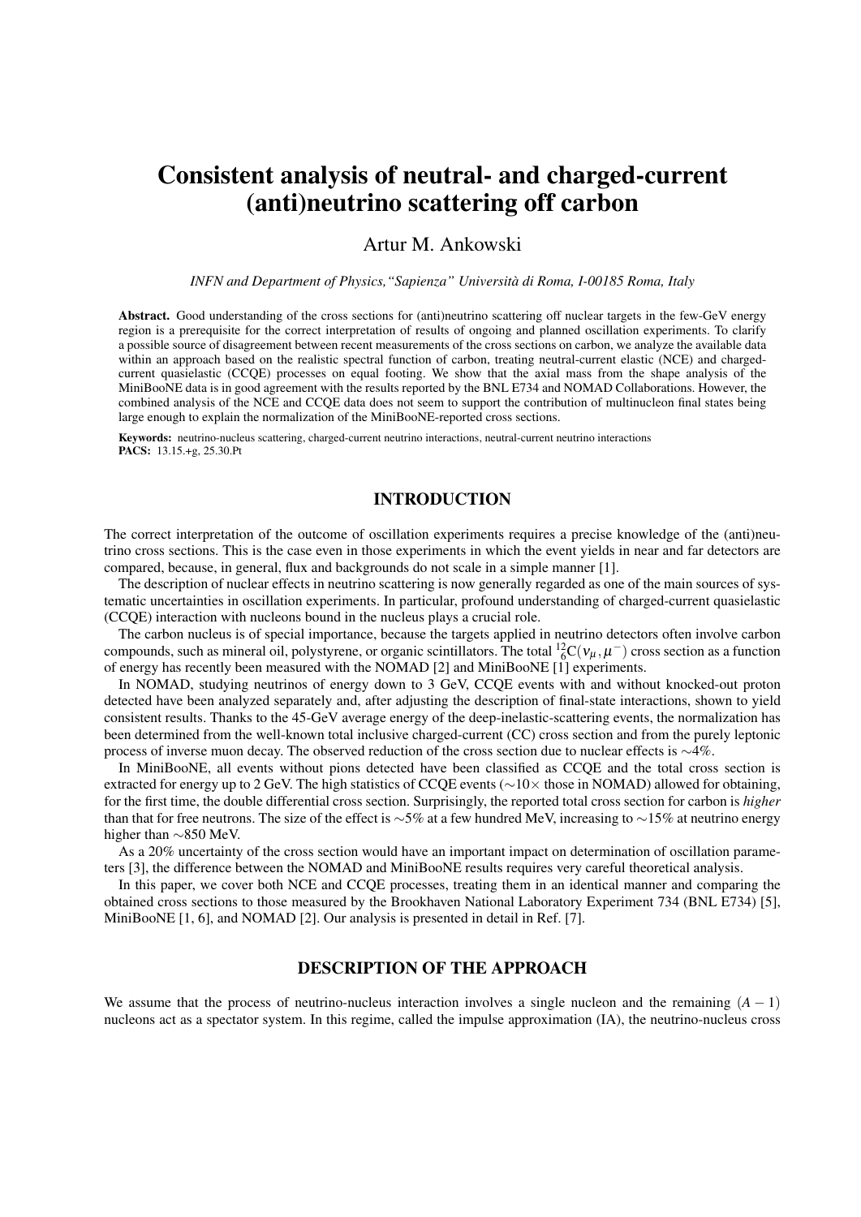# Consistent analysis of neutral- and charged-current (anti)neutrino scattering off carbon

Artur M. Ankowski

*INFN and Department of Physics,"Sapienza" Università di Roma, I-00185 Roma, Italy*

**Abstract.** Good understanding of the cross sections for (anti)neutrino scattering off nuclear targets in the few-GeV energy region is a prerequisite for the correct interpretation of results of ongoing and planned oscillation experiments. To clarify a possible source of disagreement between recent measurements of the cross sections on carbon, we analyze the available data within an approach based on the realistic spectral function of carbon, treating neutral-current elastic (NCE) and charged-current quasielastic (CCQE) processes on equal footing. We show that the axial mass from the shape analysis of the MiniBooNE data is in good agreement with the results reported by the BNL E734 and NOMAD Collaborations. However, the combined analysis of the NCE and CCQE data does not seem to support the contribution of multinucleon final states being large enough to explain the normalization of the MiniBooNE-reported cross sections.

**Keywords:** neutrino-nucleus scattering, charged-current neutrino interactions, neutral-current neutrino interactions
**PACS:** 13.15.+g, 25.30.Pt

## INTRODUCTION

The correct interpretation of the outcome of oscillation experiments requires a precise knowledge of the (anti)neutrino cross sections. This is the case even in those experiments in which the event yields in near and far detectors are compared, because, in general, flux and backgrounds do not scale in a simple manner [1].

The description of nuclear effects in neutrino scattering is now generally regarded as one of the main sources of systematic uncertainties in oscillation experiments. In particular, profound understanding of charged-current quasielastic (CCQE) interaction with nucleons bound in the nucleus plays a crucial role.

The carbon nucleus is of special importance, because the targets applied in neutrino detectors often involve carbon compounds, such as mineral oil, polystyrene, or organic scintillators. The total ${}^{12}_{6}\mathrm{C}(\nu_\mu,\mu^-)$ cross section as a function of energy has recently been measured with the NOMAD [2] and MiniBooNE [1] experiments.

In NOMAD, studying neutrinos of energy down to 3 GeV, CCQE events with and without knocked-out proton detected have been analyzed separately and, after adjusting the description of final-state interactions, shown to yield consistent results. Thanks to the 45-GeV average energy of the deep-inelastic-scattering events, the normalization has been determined from the well-known total inclusive charged-current (CC) cross section and from the purely leptonic process of inverse muon decay. The observed reduction of the cross section due to nuclear effects is $\sim$4%.

In MiniBooNE, all events without pions detected have been classified as CCQE and the total cross section is extracted for energy up to 2 GeV. The high statistics of CCQE events ($\sim$10$\times$ those in NOMAD) allowed for obtaining, for the first time, the double differential cross section. Surprisingly, the reported total cross section for carbon is *higher* than that for free neutrons. The size of the effect is $\sim$5% at a few hundred MeV, increasing to $\sim$15% at neutrino energy higher than $\sim$850 MeV.

As a 20% uncertainty of the cross section would have an important impact on determination of oscillation parameters [3], the difference between the NOMAD and MiniBooNE results requires very careful theoretical analysis.

In this paper, we cover both NCE and CCQE processes, treating them in an identical manner and comparing the obtained cross sections to those measured by the Brookhaven National Laboratory Experiment 734 (BNL E734) [5], MiniBooNE [1, 6], and NOMAD [2]. Our analysis is presented in detail in Ref. [7].

## DESCRIPTION OF THE APPROACH

We assume that the process of neutrino-nucleus interaction involves a single nucleon and the remaining $(A-1)$ nucleons act as a spectator system. In this regime, called the impulse approximation (IA), the neutrino-nucleus cross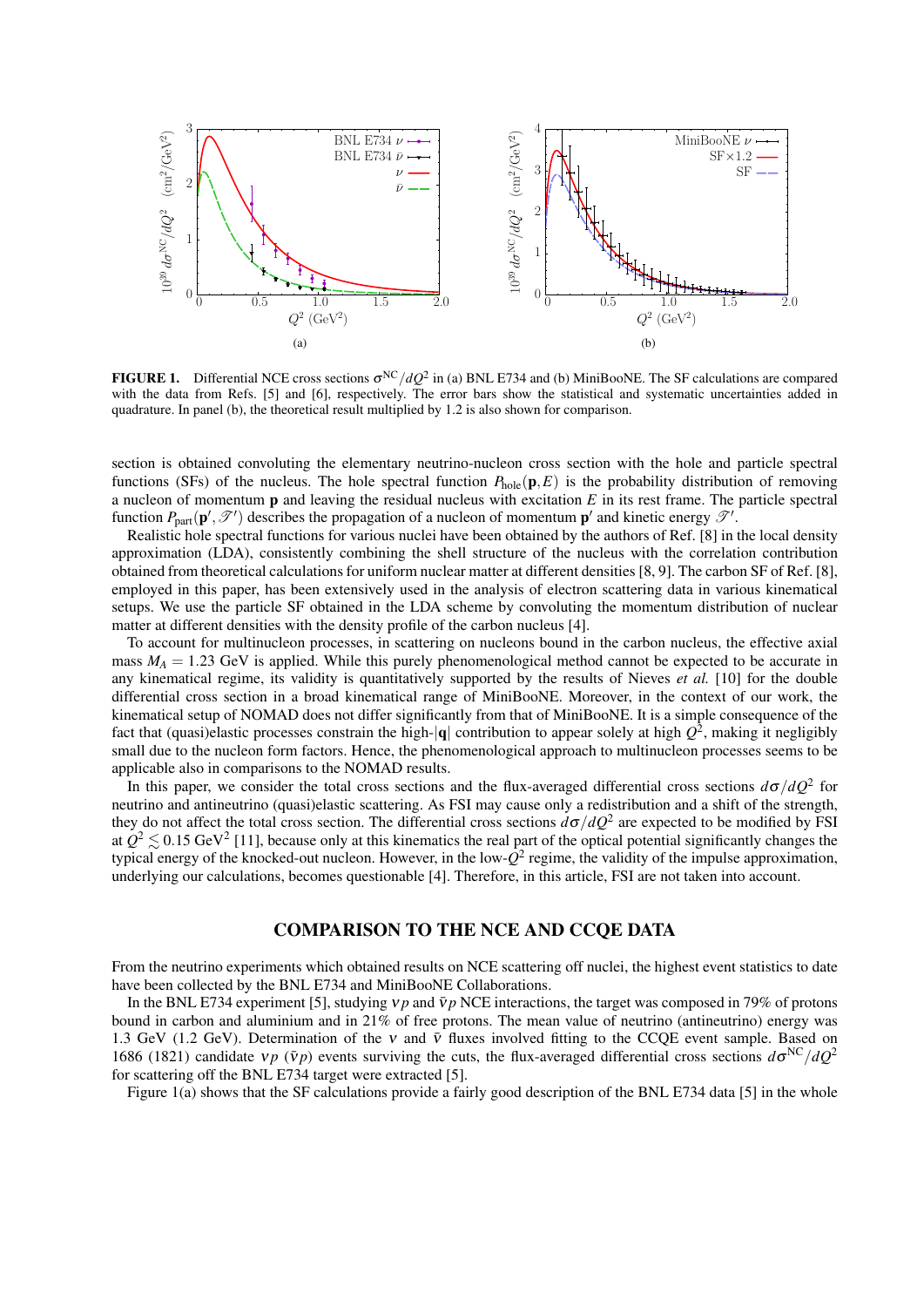**FIGURE 1.** Differential NCE cross sections $\sigma^{\rm NC}/dQ^2$ in (a) BNL E734 and (b) MiniBooNE. The SF calculations are compared with the data from Refs. [5] and [6], respectively. The error bars show the statistical and systematic uncertainties added in quadrature. In panel (b), the theoretical result multiplied by 1.2 is also shown for comparison.

section is obtained convoluting the elementary neutrino-nucleon cross section with the hole and particle spectral functions (SFs) of the nucleus. The hole spectral function $P_{\rm hole}(\mathbf{p}, E)$ is the probability distribution of removing a nucleon of momentum $\mathbf{p}$ and leaving the residual nucleus with excitation $E$ in its rest frame. The particle spectral function $P_{\rm part}(\mathbf{p}', \mathscr{T}')$ describes the propagation of a nucleon of momentum $\mathbf{p}'$ and kinetic energy $\mathscr{T}'$.

Realistic hole spectral functions for various nuclei have been obtained by the authors of Ref. [8] in the local density approximation (LDA), consistently combining the shell structure of the nucleus with the correlation contribution obtained from theoretical calculations for uniform nuclear matter at different densities [8, 9]. The carbon SF of Ref. [8], employed in this paper, has been extensively used in the analysis of electron scattering data in various kinematical setups. We use the particle SF obtained in the LDA scheme by convoluting the momentum distribution of nuclear matter at different densities with the density profile of the carbon nucleus [4].

To account for multinucleon processes, in scattering on nucleons bound in the carbon nucleus, the effective axial mass $M_A = 1.23$ GeV is applied. While this purely phenomenological method cannot be expected to be accurate in any kinematical regime, its validity is quantitatively supported by the results of Nieves *et al.* [10] for the double differential cross section in a broad kinematical range of MiniBooNE. Moreover, in the context of our work, the kinematical setup of NOMAD does not differ significantly from that of MiniBooNE. It is a simple consequence of the fact that (quasi)elastic processes constrain the high-$|\mathbf{q}|$ contribution to appear solely at high $Q^2$, making it negligibly small due to the nucleon form factors. Hence, the phenomenological approach to multinucleon processes seems to be applicable also in comparisons to the NOMAD results.

In this paper, we consider the total cross sections and the flux-averaged differential cross sections $d\sigma/dQ^2$ for neutrino and antineutrino (quasi)elastic scattering. As FSI may cause only a redistribution and a shift of the strength, they do not affect the total cross section. The differential cross sections $d\sigma/dQ^2$ are expected to be modified by FSI at $Q^2 \lesssim 0.15$ GeV$^2$ [11], because only at this kinematics the real part of the optical potential significantly changes the typical energy of the knocked-out nucleon. However, in the low-$Q^2$ regime, the validity of the impulse approximation, underlying our calculations, becomes questionable [4]. Therefore, in this article, FSI are not taken into account.

## COMPARISON TO THE NCE AND CCQE DATA

From the neutrino experiments which obtained results on NCE scattering off nuclei, the highest event statistics to date have been collected by the BNL E734 and MiniBooNE Collaborations.

In the BNL E734 experiment [5], studying $\nu p$ and $\bar{\nu} p$ NCE interactions, the target was composed in 79% of protons bound in carbon and aluminium and in 21% of free protons. The mean value of neutrino (antineutrino) energy was 1.3 GeV (1.2 GeV). Determination of the $\nu$ and $\bar{\nu}$ fluxes involved fitting to the CCQE event sample. Based on 1686 (1821) candidate $\nu p$ ($\bar{\nu} p$) events surviving the cuts, the flux-averaged differential cross sections $d\sigma^{\rm NC}/dQ^2$ for scattering off the BNL E734 target were extracted [5].

Figure 1(a) shows that the SF calculations provide a fairly good description of the BNL E734 data [5] in the whole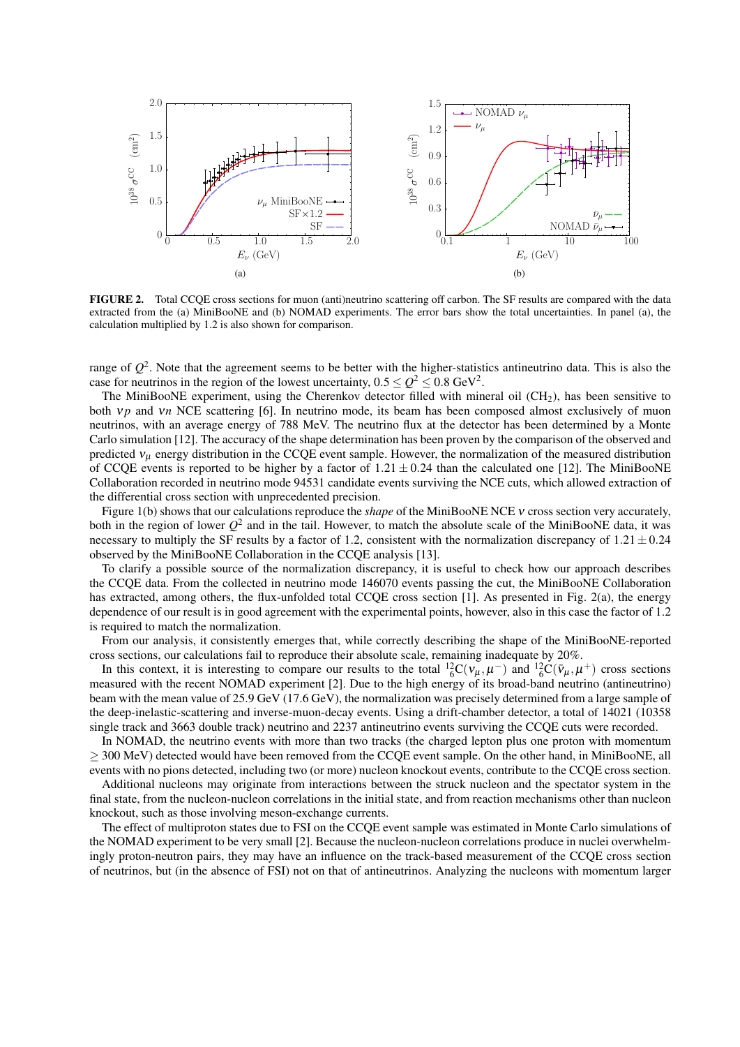**FIGURE 2.** Total CCQE cross sections for muon (anti)neutrino scattering off carbon. The SF results are compared with the data extracted from the (a) MiniBooNE and (b) NOMAD experiments. The error bars show the total uncertainties. In panel (a), the calculation multiplied by 1.2 is also shown for comparison.

range of $Q^2$. Note that the agreement seems to be better with the higher-statistics antineutrino data. This is also the case for neutrinos in the region of the lowest uncertainty, $0.5 \leq Q^2 \leq 0.8\ \text{GeV}^2$.

The MiniBooNE experiment, using the Cherenkov detector filled with mineral oil ($CH_2$), has been sensitive to both $\nu p$ and $\nu n$ NCE scattering [6]. In neutrino mode, its beam has been composed almost exclusively of muon neutrinos, with an average energy of 788 MeV. The neutrino flux at the detector has been determined by a Monte Carlo simulation [12]. The accuracy of the shape determination has been proven by the comparison of the observed and predicted $\nu_\mu$ energy distribution in the CCQE event sample. However, the normalization of the measured distribution of CCQE events is reported to be higher by a factor of $1.21 \pm 0.24$ than the calculated one [12]. The MiniBooNE Collaboration recorded in neutrino mode 94531 candidate events surviving the NCE cuts, which allowed extraction of the differential cross section with unprecedented precision.

Figure 1(b) shows that our calculations reproduce the *shape* of the MiniBooNE NCE $\nu$ cross section very accurately, both in the region of lower $Q^2$ and in the tail. However, to match the absolute scale of the MiniBooNE data, it was necessary to multiply the SF results by a factor of 1.2, consistent with the normalization discrepancy of $1.21 \pm 0.24$ observed by the MiniBooNE Collaboration in the CCQE analysis [13].

To clarify a possible source of the normalization discrepancy, it is useful to check how our approach describes the CCQE data. From the collected in neutrino mode 146070 events passing the cut, the MiniBooNE Collaboration has extracted, among others, the flux-unfolded total CCQE cross section [1]. As presented in Fig. 2(a), the energy dependence of our result is in good agreement with the experimental points, however, also in this case the factor of 1.2 is required to match the normalization.

From our analysis, it consistently emerges that, while correctly describing the shape of the MiniBooNE-reported cross sections, our calculations fail to reproduce their absolute scale, remaining inadequate by 20%.

In this context, it is interesting to compare our results to the total ${}^{12}_{6}\text{C}(\nu_\mu, \mu^-)$ and ${}^{12}_{6}\text{C}(\bar{\nu}_\mu, \mu^+)$ cross sections measured with the recent NOMAD experiment [2]. Due to the high energy of its broad-band neutrino (antineutrino) beam with the mean value of 25.9 GeV (17.6 GeV), the normalization was precisely determined from a large sample of the deep-inelastic-scattering and inverse-muon-decay events. Using a drift-chamber detector, a total of 14021 (10358 single track and 3663 double track) neutrino and 2237 antineutrino events surviving the CCQE cuts were recorded.

In NOMAD, the neutrino events with more than two tracks (the charged lepton plus one proton with momentum $\geq 300$ MeV) detected would have been removed from the CCQE event sample. On the other hand, in MiniBooNE, all events with no pions detected, including two (or more) nucleon knockout events, contribute to the CCQE cross section.

Additional nucleons may originate from interactions between the struck nucleon and the spectator system in the final state, from the nucleon-nucleon correlations in the initial state, and from reaction mechanisms other than nucleon knockout, such as those involving meson-exchange currents.

The effect of multiproton states due to FSI on the CCQE event sample was estimated in Monte Carlo simulations of the NOMAD experiment to be very small [2]. Because the nucleon-nucleon correlations produce in nuclei overwhelmingly proton-neutron pairs, they may have an influence on the track-based measurement of the CCQE cross section of neutrinos, but (in the absence of FSI) not on that of antineutrinos. Analyzing the nucleons with momentum larger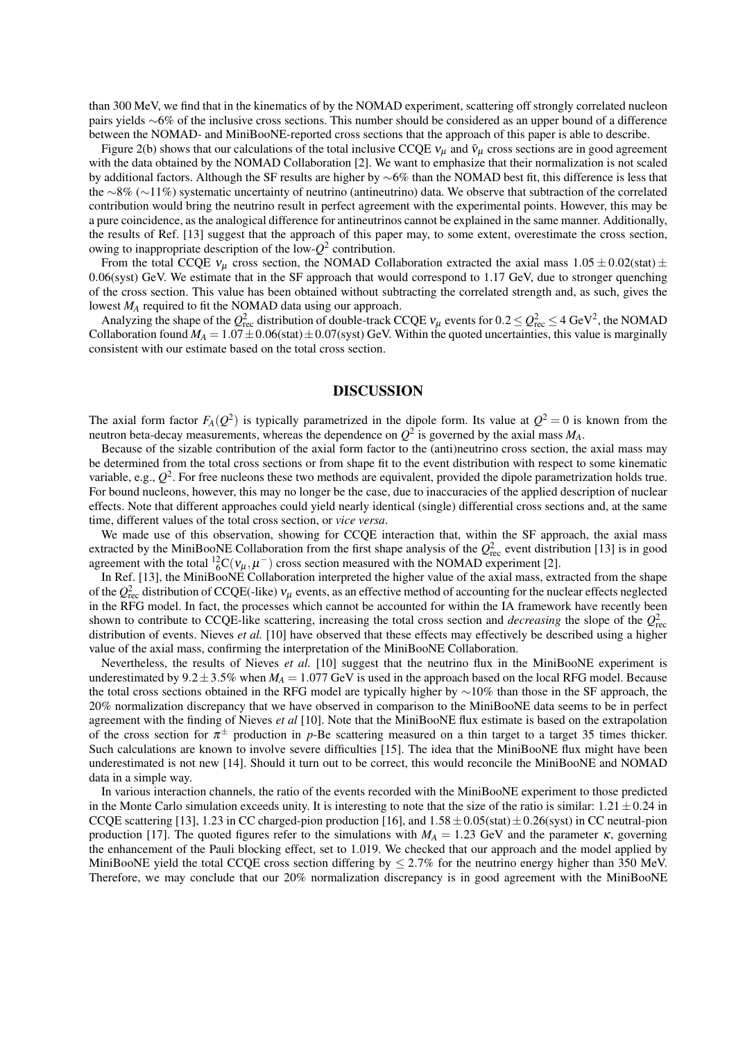than 300 MeV, we find that in the kinematics of by the NOMAD experiment, scattering off strongly correlated nucleon pairs yields $\sim$6% of the inclusive cross sections. This number should be considered as an upper bound of a difference between the NOMAD- and MiniBooNE-reported cross sections that the approach of this paper is able to describe.

Figure 2(b) shows that our calculations of the total inclusive CCQE $\nu_\mu$ and $\bar{\nu}_\mu$ cross sections are in good agreement with the data obtained by the NOMAD Collaboration [2]. We want to emphasize that their normalization is not scaled by additional factors. Although the SF results are higher by $\sim$6% than the NOMAD best fit, this difference is less that the $\sim$8% ($\sim$11%) systematic uncertainty of neutrino (antineutrino) data. We observe that subtraction of the correlated contribution would bring the neutrino result in perfect agreement with the experimental points. However, this may be a pure coincidence, as the analogical difference for antineutrinos cannot be explained in the same manner. Additionally, the results of Ref. [13] suggest that the approach of this paper may, to some extent, overestimate the cross section, owing to inappropriate description of the low-$Q^2$ contribution.

From the total CCQE $\nu_\mu$ cross section, the NOMAD Collaboration extracted the axial mass $1.05 \pm 0.02\text{(stat)} \pm 0.06\text{(syst)}$ GeV. We estimate that in the SF approach that would correspond to 1.17 GeV, due to stronger quenching of the cross section. This value has been obtained without subtracting the correlated strength and, as such, gives the lowest $M_A$ required to fit the NOMAD data using our approach.

Analyzing the shape of the $Q^2_{\text{rec}}$ distribution of double-track CCQE $\nu_\mu$ events for $0.2 \leq Q^2_{\text{rec}} \leq 4$ GeV$^2$, the NOMAD Collaboration found $M_A = 1.07 \pm 0.06\text{(stat)} \pm 0.07\text{(syst)}$ GeV. Within the quoted uncertainties, this value is marginally consistent with our estimate based on the total cross section.

## DISCUSSION

The axial form factor $F_A(Q^2)$ is typically parametrized in the dipole form. Its value at $Q^2 = 0$ is known from the neutron beta-decay measurements, whereas the dependence on $Q^2$ is governed by the axial mass $M_A$.

Because of the sizable contribution of the axial form factor to the (anti)neutrino cross section, the axial mass may be determined from the total cross sections or from shape fit to the event distribution with respect to some kinematic variable, e.g., $Q^2$. For free nucleons these two methods are equivalent, provided the dipole parametrization holds true. For bound nucleons, however, this may no longer be the case, due to inaccuracies of the applied description of nuclear effects. Note that different approaches could yield nearly identical (single) differential cross sections and, at the same time, different values of the total cross section, or *vice versa*.

We made use of this observation, showing for CCQE interaction that, within the SF approach, the axial mass extracted by the MiniBooNE Collaboration from the first shape analysis of the $Q^2_{\text{rec}}$ event distribution [13] is in good agreement with the total ${}^{12}_{6}\text{C}(\nu_\mu, \mu^-)$ cross section measured with the NOMAD experiment [2].

In Ref. [13], the MiniBooNE Collaboration interpreted the higher value of the axial mass, extracted from the shape of the $Q^2_{\text{rec}}$ distribution of CCQE(-like) $\nu_\mu$ events, as an effective method of accounting for the nuclear effects neglected in the RFG model. In fact, the processes which cannot be accounted for within the IA framework have recently been shown to contribute to CCQE-like scattering, increasing the total cross section and *decreasing* the slope of the $Q^2_{\text{rec}}$ distribution of events. Nieves *et al.* [10] have observed that these effects may effectively be described using a higher value of the axial mass, confirming the interpretation of the MiniBooNE Collaboration.

Nevertheless, the results of Nieves *et al.* [10] suggest that the neutrino flux in the MiniBooNE experiment is underestimated by $9.2 \pm 3.5\%$ when $M_A = 1.077$ GeV is used in the approach based on the local RFG model. Because the total cross sections obtained in the RFG model are typically higher by $\sim$10% than those in the SF approach, the 20% normalization discrepancy that we have observed in comparison to the MiniBooNE data seems to be in perfect agreement with the finding of Nieves *et al* [10]. Note that the MiniBooNE flux estimate is based on the extrapolation of the cross section for $\pi^\pm$ production in $p$-Be scattering measured on a thin target to a target 35 times thicker. Such calculations are known to involve severe difficulties [15]. The idea that the MiniBooNE flux might have been underestimated is not new [14]. Should it turn out to be correct, this would reconcile the MiniBooNE and NOMAD data in a simple way.

In various interaction channels, the ratio of the events recorded with the MiniBooNE experiment to those predicted in the Monte Carlo simulation exceeds unity. It is interesting to note that the size of the ratio is similar: $1.21 \pm 0.24$ in CCQE scattering [13], 1.23 in CC charged-pion production [16], and $1.58 \pm 0.05\text{(stat)} \pm 0.26\text{(syst)}$ in CC neutral-pion production [17]. The quoted figures refer to the simulations with $M_A = 1.23$ GeV and the parameter $\kappa$, governing the enhancement of the Pauli blocking effect, set to 1.019. We checked that our approach and the model applied by MiniBooNE yield the total CCQE cross section differing by $\leq 2.7\%$ for the neutrino energy higher than 350 MeV. Therefore, we may conclude that our 20% normalization discrepancy is in good agreement with the MiniBooNE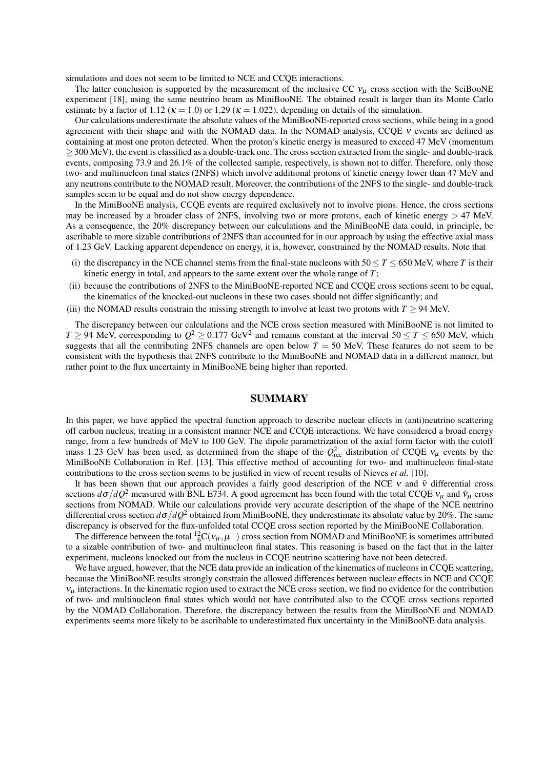simulations and does not seem to be limited to NCE and CCQE interactions.

The latter conclusion is supported by the measurement of the inclusive CC $\nu_\mu$ cross section with the SciBooNE experiment [18], using the same neutrino beam as MiniBooNE. The obtained result is larger than its Monte Carlo estimate by a factor of 1.12 ($\kappa = 1.0$) or 1.29 ($\kappa = 1.022$), depending on details of the simulation.

Our calculations underestimate the absolute values of the MiniBooNE-reported cross sections, while being in a good agreement with their shape and with the NOMAD data. In the NOMAD analysis, CCQE $\nu$ events are defined as containing at most one proton detected. When the proton's kinetic energy is measured to exceed 47 MeV (momentum $\geq 300$ MeV), the event is classified as a double-track one. The cross section extracted from the single- and double-track events, composing 73.9 and 26.1% of the collected sample, respectively, is shown not to differ. Therefore, only those two- and multinucleon final states (2NFS) which involve additional protons of kinetic energy lower than 47 MeV and any neutrons contribute to the NOMAD result. Moreover, the contributions of the 2NFS to the single- and double-track samples seem to be equal and do not show energy dependence.

In the MiniBooNE analysis, CCQE events are required exclusively not to involve pions. Hence, the cross sections may be increased by a broader class of 2NFS, involving two or more protons, each of kinetic energy $> 47$ MeV. As a consequence, the 20% discrepancy between our calculations and the MiniBooNE data could, in principle, be ascribable to more sizable contributions of 2NFS than accounted for in our approach by using the effective axial mass of 1.23 GeV. Lacking apparent dependence on energy, it is, however, constrained by the NOMAD results. Note that

(i) the discrepancy in the NCE channel stems from the final-state nucleons with $50 \leq T \leq 650$ MeV, where $T$ is their kinetic energy in total, and appears to the same extent over the whole range of $T$;

(ii) because the contributions of 2NFS to the MiniBooNE-reported NCE and CCQE cross sections seem to be equal, the kinematics of the knocked-out nucleons in these two cases should not differ significantly; and

(iii) the NOMAD results constrain the missing strength to involve at least two protons with $T \geq 94$ MeV.

The discrepancy between our calculations and the NCE cross section measured with MiniBooNE is not limited to $T \geq 94$ MeV, corresponding to $Q^2 \geq 0.177$ GeV$^2$ and remains constant at the interval $50 \leq T \leq 650$ MeV, which suggests that all the contributing 2NFS channels are open below $T = 50$ MeV. These features do not seem to be consistent with the hypothesis that 2NFS contribute to the MiniBooNE and NOMAD data in a different manner, but rather point to the flux uncertainty in MiniBooNE being higher than reported.

## SUMMARY

In this paper, we have applied the spectral function approach to describe nuclear effects in (anti)neutrino scattering off carbon nucleus, treating in a consistent manner NCE and CCQE interactions. We have considered a broad energy range, from a few hundreds of MeV to 100 GeV. The dipole parametrization of the axial form factor with the cutoff mass 1.23 GeV has been used, as determined from the shape of the $Q^2_{\text{rec}}$ distribution of CCQE $\nu_\mu$ events by the MiniBooNE Collaboration in Ref. [13]. This effective method of accounting for two- and multinucleon final-state contributions to the cross section seems to be justified in view of recent results of Nieves *et al.* [10].

It has been shown that our approach provides a fairly good description of the NCE $\nu$ and $\bar{\nu}$ differential cross sections $d\sigma/dQ^2$ measured with BNL E734. A good agreement has been found with the total CCQE $\nu_\mu$ and $\bar{\nu}_\mu$ cross sections from NOMAD. While our calculations provide very accurate description of the shape of the NCE neutrino differential cross section $d\sigma/dQ^2$ obtained from MiniBooNE, they underestimate its absolute value by 20%. The same discrepancy is observed for the flux-unfolded total CCQE cross section reported by the MiniBooNE Collaboration.

The difference between the total ${}^{12}_{6}\text{C}(\nu_\mu, \mu^-)$ cross section from NOMAD and MiniBooNE is sometimes attributed to a sizable contribution of two- and multinucleon final states. This reasoning is based on the fact that in the latter experiment, nucleons knocked out from the nucleus in CCQE neutrino scattering have not been detected.

We have argued, however, that the NCE data provide an indication of the kinematics of nucleons in CCQE scattering, because the MiniBooNE results strongly constrain the allowed differences between nuclear effects in NCE and CCQE $\nu_\mu$ interactions. In the kinematic region used to extract the NCE cross section, we find no evidence for the contribution of two- and multinucleon final states which would not have contributed also to the CCQE cross sections reported by the NOMAD Collaboration. Therefore, the discrepancy between the results from the MiniBooNE and NOMAD experiments seems more likely to be ascribable to underestimated flux uncertainty in the MiniBooNE data analysis.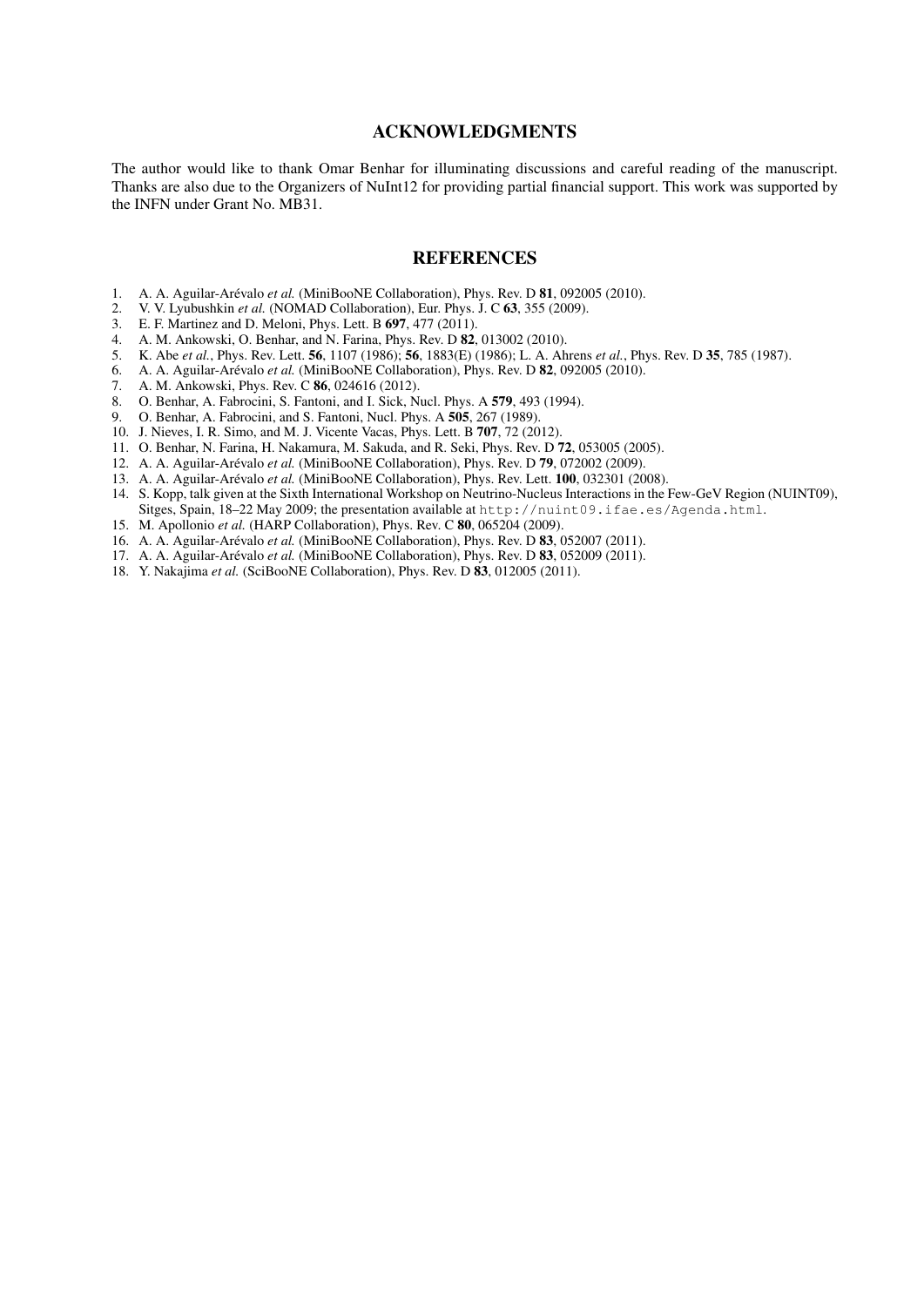## ACKNOWLEDGMENTS

The author would like to thank Omar Benhar for illuminating discussions and careful reading of the manuscript. Thanks are also due to the Organizers of NuInt12 for providing partial financial support. This work was supported by the INFN under Grant No. MB31.

## REFERENCES

1. A. A. Aguilar-Arévalo *et al.* (MiniBooNE Collaboration), Phys. Rev. D **81**, 092005 (2010).
2. V. V. Lyubushkin *et al.* (NOMAD Collaboration), Eur. Phys. J. C **63**, 355 (2009).
3. E. F. Martinez and D. Meloni, Phys. Lett. B **697**, 477 (2011).
4. A. M. Ankowski, O. Benhar, and N. Farina, Phys. Rev. D **82**, 013002 (2010).
5. K. Abe *et al.*, Phys. Rev. Lett. **56**, 1107 (1986); **56**, 1883(E) (1986); L. A. Ahrens *et al.*, Phys. Rev. D **35**, 785 (1987).
6. A. A. Aguilar-Arévalo *et al.* (MiniBooNE Collaboration), Phys. Rev. D **82**, 092005 (2010).
7. A. M. Ankowski, Phys. Rev. C **86**, 024616 (2012).
8. O. Benhar, A. Fabrocini, S. Fantoni, and I. Sick, Nucl. Phys. A **579**, 493 (1994).
9. O. Benhar, A. Fabrocini, and S. Fantoni, Nucl. Phys. A **505**, 267 (1989).
10. J. Nieves, I. R. Simo, and M. J. Vicente Vacas, Phys. Lett. B **707**, 72 (2012).
11. O. Benhar, N. Farina, H. Nakamura, M. Sakuda, and R. Seki, Phys. Rev. D **72**, 053005 (2005).
12. A. A. Aguilar-Arévalo *et al.* (MiniBooNE Collaboration), Phys. Rev. D **79**, 072002 (2009).
13. A. A. Aguilar-Arévalo *et al.* (MiniBooNE Collaboration), Phys. Rev. Lett. **100**, 032301 (2008).
14. S. Kopp, talk given at the Sixth International Workshop on Neutrino-Nucleus Interactions in the Few-GeV Region (NUINT09), Sitges, Spain, 18–22 May 2009; the presentation available at `http://nuint09.ifae.es/Agenda.html`.
15. M. Apollonio *et al.* (HARP Collaboration), Phys. Rev. C **80**, 065204 (2009).
16. A. A. Aguilar-Arévalo *et al.* (MiniBooNE Collaboration), Phys. Rev. D **83**, 052007 (2011).
17. A. A. Aguilar-Arévalo *et al.* (MiniBooNE Collaboration), Phys. Rev. D **83**, 052009 (2011).
18. Y. Nakajima *et al.* (SciBooNE Collaboration), Phys. Rev. D **83**, 012005 (2011).